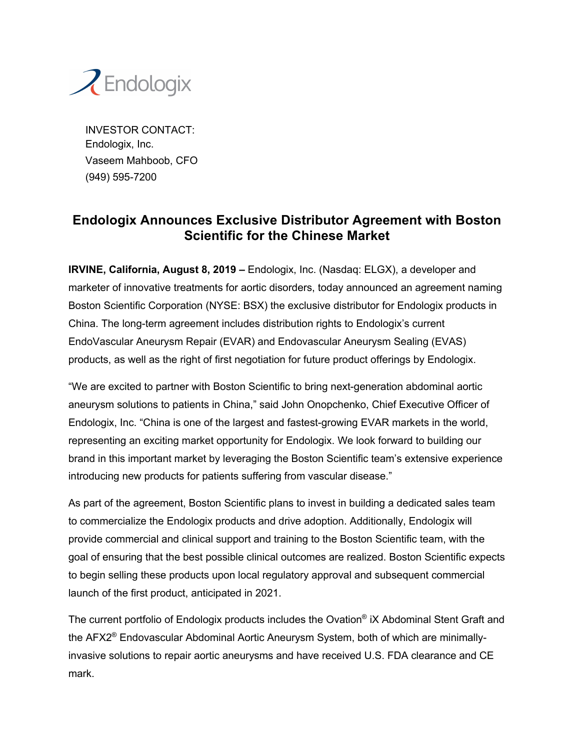Endologix

INVESTOR CONTACT:
Endologix, Inc.
Vaseem Mahboob, CFO
(949) 595-7200

# Endologix Announces Exclusive Distributor Agreement with Boston Scientific for the Chinese Market

**IRVINE, California, August 8, 2019 –** Endologix, Inc. (Nasdaq: ELGX), a developer and marketer of innovative treatments for aortic disorders, today announced an agreement naming Boston Scientific Corporation (NYSE: BSX) the exclusive distributor for Endologix products in China. The long-term agreement includes distribution rights to Endologix's current EndoVascular Aneurysm Repair (EVAR) and Endovascular Aneurysm Sealing (EVAS) products, as well as the right of first negotiation for future product offerings by Endologix.

"We are excited to partner with Boston Scientific to bring next-generation abdominal aortic aneurysm solutions to patients in China," said John Onopchenko, Chief Executive Officer of Endologix, Inc. "China is one of the largest and fastest-growing EVAR markets in the world, representing an exciting market opportunity for Endologix. We look forward to building our brand in this important market by leveraging the Boston Scientific team's extensive experience introducing new products for patients suffering from vascular disease."

As part of the agreement, Boston Scientific plans to invest in building a dedicated sales team to commercialize the Endologix products and drive adoption. Additionally, Endologix will provide commercial and clinical support and training to the Boston Scientific team, with the goal of ensuring that the best possible clinical outcomes are realized. Boston Scientific expects to begin selling these products upon local regulatory approval and subsequent commercial launch of the first product, anticipated in 2021.

The current portfolio of Endologix products includes the Ovation® iX Abdominal Stent Graft and the AFX2® Endovascular Abdominal Aortic Aneurysm System, both of which are minimally-invasive solutions to repair aortic aneurysms and have received U.S. FDA clearance and CE mark.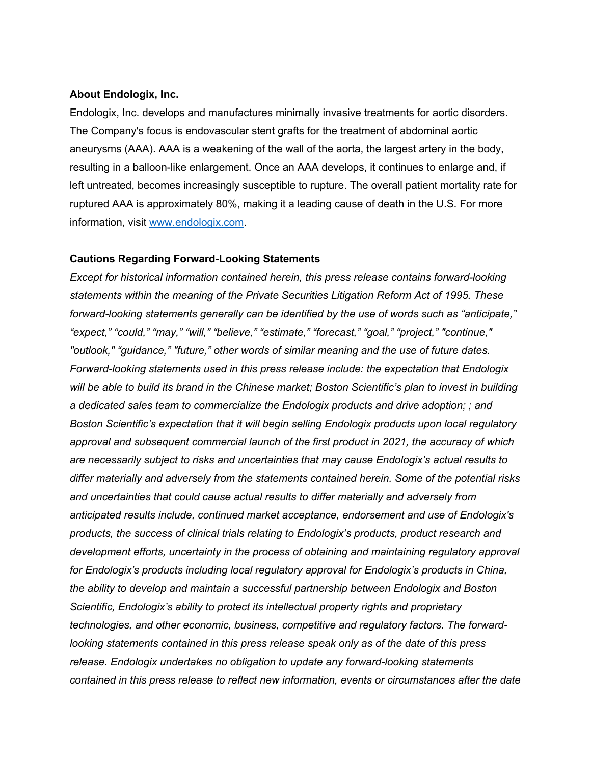**About Endologix, Inc.**

Endologix, Inc. develops and manufactures minimally invasive treatments for aortic disorders. The Company's focus is endovascular stent grafts for the treatment of abdominal aortic aneurysms (AAA). AAA is a weakening of the wall of the aorta, the largest artery in the body, resulting in a balloon-like enlargement. Once an AAA develops, it continues to enlarge and, if left untreated, becomes increasingly susceptible to rupture. The overall patient mortality rate for ruptured AAA is approximately 80%, making it a leading cause of death in the U.S. For more information, visit [www.endologix.com](http://www.endologix.com).

**Cautions Regarding Forward-Looking Statements**

*Except for historical information contained herein, this press release contains forward-looking statements within the meaning of the Private Securities Litigation Reform Act of 1995. These forward-looking statements generally can be identified by the use of words such as "anticipate," "expect," "could," "may," "will," "believe," "estimate," "forecast," "goal," "project," "continue," "outlook," "guidance," "future," other words of similar meaning and the use of future dates. Forward-looking statements used in this press release include: the expectation that Endologix will be able to build its brand in the Chinese market; Boston Scientific's plan to invest in building a dedicated sales team to commercialize the Endologix products and drive adoption; ; and Boston Scientific's expectation that it will begin selling Endologix products upon local regulatory approval and subsequent commercial launch of the first product in 2021, the accuracy of which are necessarily subject to risks and uncertainties that may cause Endologix's actual results to differ materially and adversely from the statements contained herein. Some of the potential risks and uncertainties that could cause actual results to differ materially and adversely from anticipated results include, continued market acceptance, endorsement and use of Endologix's products, the success of clinical trials relating to Endologix's products, product research and development efforts, uncertainty in the process of obtaining and maintaining regulatory approval for Endologix's products including local regulatory approval for Endologix's products in China, the ability to develop and maintain a successful partnership between Endologix and Boston Scientific, Endologix's ability to protect its intellectual property rights and proprietary technologies, and other economic, business, competitive and regulatory factors. The forward-looking statements contained in this press release speak only as of the date of this press release. Endologix undertakes no obligation to update any forward-looking statements contained in this press release to reflect new information, events or circumstances after the date*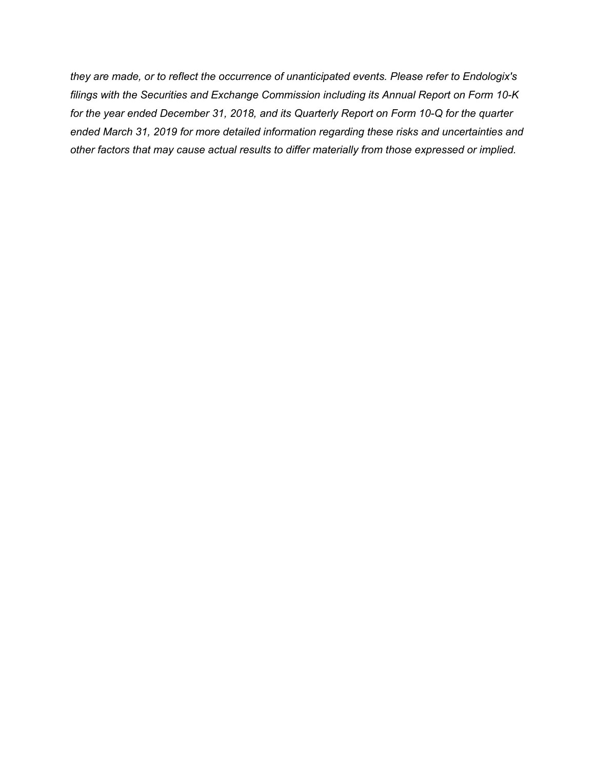*they are made, or to reflect the occurrence of unanticipated events. Please refer to Endologix's filings with the Securities and Exchange Commission including its Annual Report on Form 10-K for the year ended December 31, 2018, and its Quarterly Report on Form 10-Q for the quarter ended March 31, 2019 for more detailed information regarding these risks and uncertainties and other factors that may cause actual results to differ materially from those expressed or implied.*